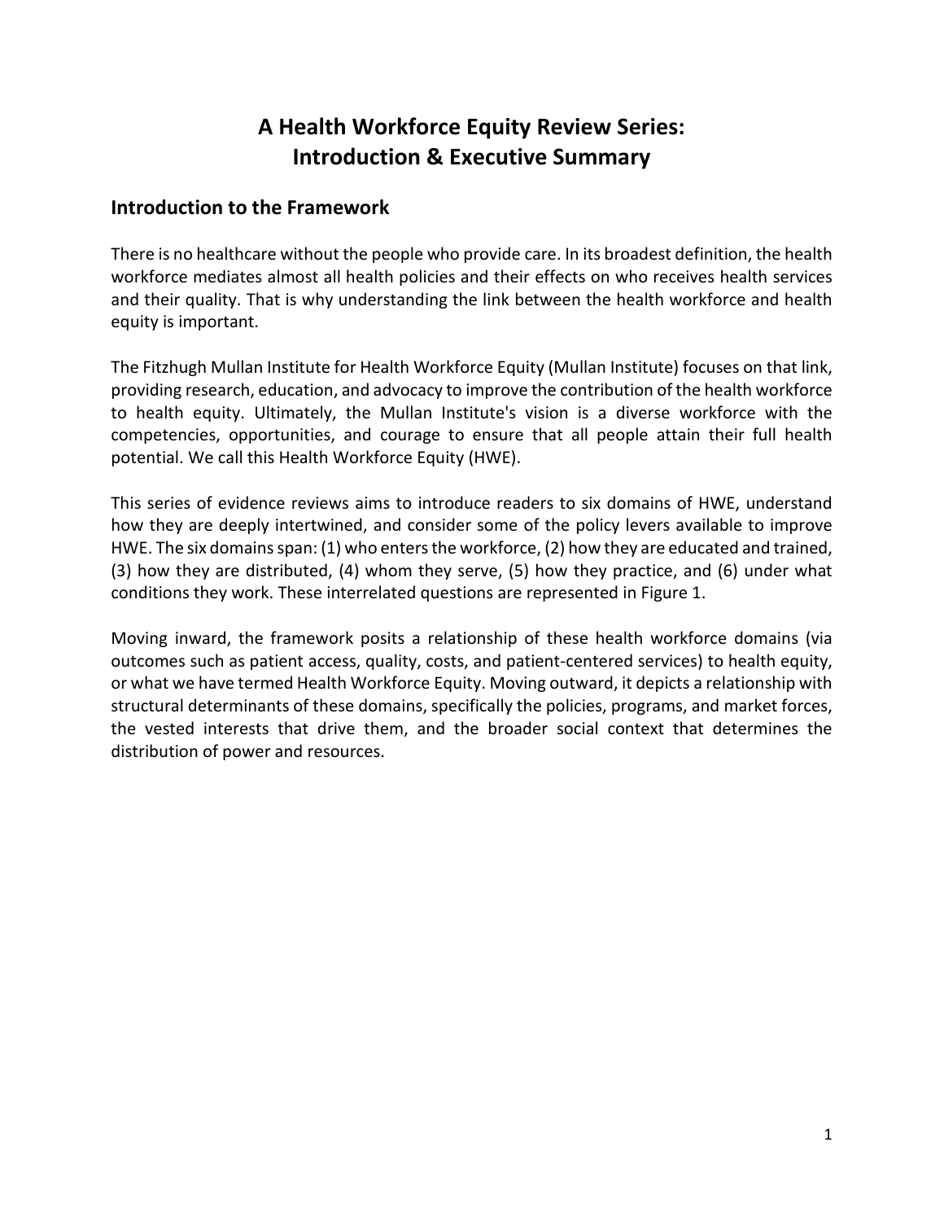# A Health Workforce Equity Review Series: Introduction & Executive Summary

## Introduction to the Framework

There is no healthcare without the people who provide care. In its broadest definition, the health workforce mediates almost all health policies and their effects on who receives health services and their quality. That is why understanding the link between the health workforce and health equity is important.

The Fitzhugh Mullan Institute for Health Workforce Equity (Mullan Institute) focuses on that link, providing research, education, and advocacy to improve the contribution of the health workforce to health equity. Ultimately, the Mullan Institute's vision is a diverse workforce with the competencies, opportunities, and courage to ensure that all people attain their full health potential. We call this Health Workforce Equity (HWE).

This series of evidence reviews aims to introduce readers to six domains of HWE, understand how they are deeply intertwined, and consider some of the policy levers available to improve HWE. The six domains span: (1) who enters the workforce, (2) how they are educated and trained, (3) how they are distributed, (4) whom they serve, (5) how they practice, and (6) under what conditions they work. These interrelated questions are represented in Figure 1.

Moving inward, the framework posits a relationship of these health workforce domains (via outcomes such as patient access, quality, costs, and patient-centered services) to health equity, or what we have termed Health Workforce Equity. Moving outward, it depicts a relationship with structural determinants of these domains, specifically the policies, programs, and market forces, the vested interests that drive them, and the broader social context that determines the distribution of power and resources.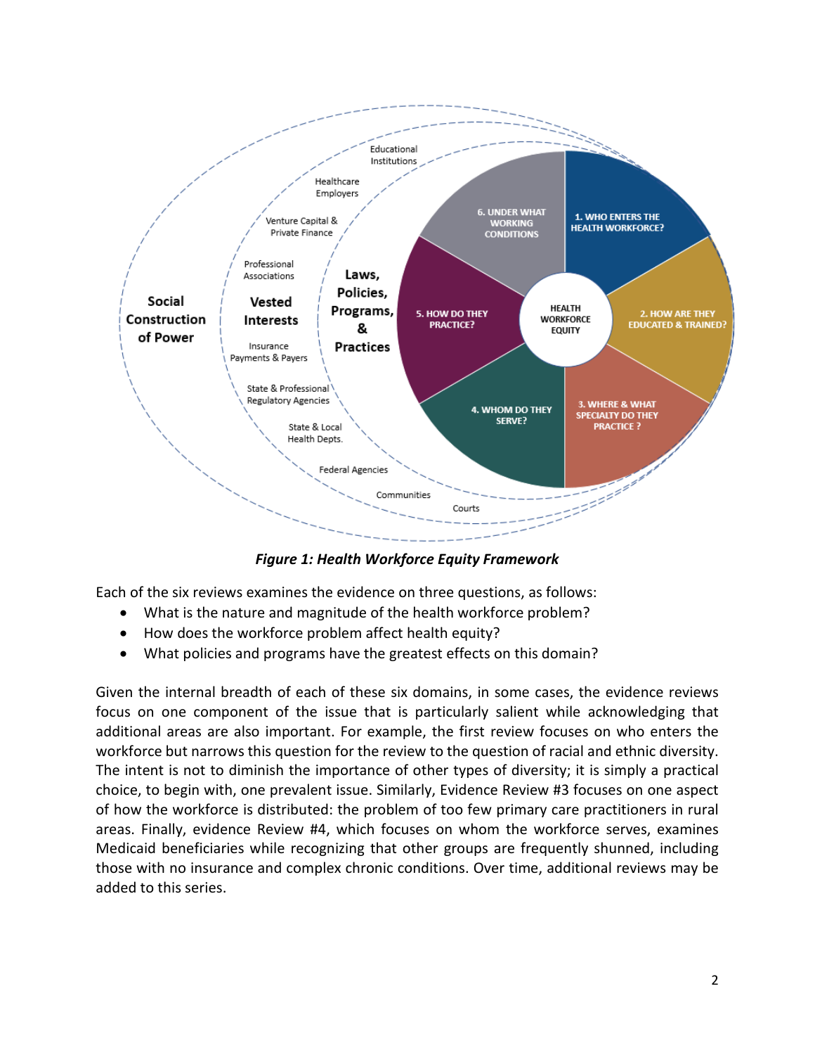*Figure 1: Health Workforce Equity Framework*

Each of the six reviews examines the evidence on three questions, as follows:

- What is the nature and magnitude of the health workforce problem?
- How does the workforce problem affect health equity?
- What policies and programs have the greatest effects on this domain?

Given the internal breadth of each of these six domains, in some cases, the evidence reviews focus on one component of the issue that is particularly salient while acknowledging that additional areas are also important. For example, the first review focuses on who enters the workforce but narrows this question for the review to the question of racial and ethnic diversity. The intent is not to diminish the importance of other types of diversity; it is simply a practical choice, to begin with, one prevalent issue. Similarly, Evidence Review #3 focuses on one aspect of how the workforce is distributed: the problem of too few primary care practitioners in rural areas. Finally, evidence Review #4, which focuses on whom the workforce serves, examines Medicaid beneficiaries while recognizing that other groups are frequently shunned, including those with no insurance and complex chronic conditions. Over time, additional reviews may be added to this series.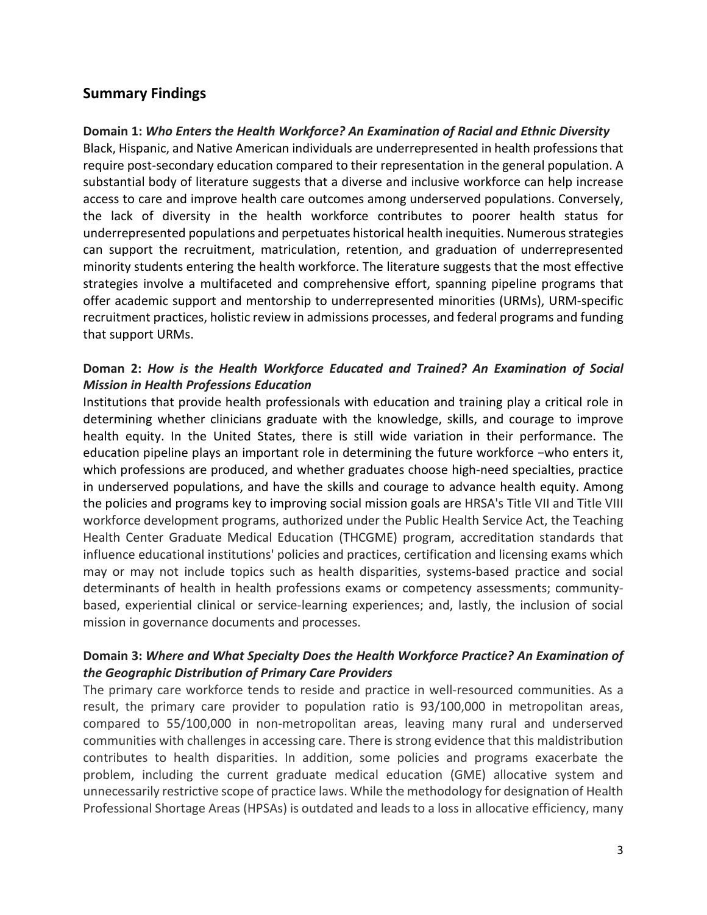## Summary Findings

**Domain 1:** ***Who Enters the Health Workforce? An Examination of Racial and Ethnic Diversity***

Black, Hispanic, and Native American individuals are underrepresented in health professions that require post-secondary education compared to their representation in the general population. A substantial body of literature suggests that a diverse and inclusive workforce can help increase access to care and improve health care outcomes among underserved populations. Conversely, the lack of diversity in the health workforce contributes to poorer health status for underrepresented populations and perpetuates historical health inequities. Numerous strategies can support the recruitment, matriculation, retention, and graduation of underrepresented minority students entering the health workforce. The literature suggests that the most effective strategies involve a multifaceted and comprehensive effort, spanning pipeline programs that offer academic support and mentorship to underrepresented minorities (URMs), URM-specific recruitment practices, holistic review in admissions processes, and federal programs and funding that support URMs.

**Doman 2:** ***How is the Health Workforce Educated and Trained? An Examination of Social Mission in Health Professions Education***

Institutions that provide health professionals with education and training play a critical role in determining whether clinicians graduate with the knowledge, skills, and courage to improve health equity. In the United States, there is still wide variation in their performance. The education pipeline plays an important role in determining the future workforce −who enters it, which professions are produced, and whether graduates choose high-need specialties, practice in underserved populations, and have the skills and courage to advance health equity. Among the policies and programs key to improving social mission goals are HRSA's Title VII and Title VIII workforce development programs, authorized under the Public Health Service Act, the Teaching Health Center Graduate Medical Education (THCGME) program, accreditation standards that influence educational institutions' policies and practices, certification and licensing exams which may or may not include topics such as health disparities, systems-based practice and social determinants of health in health professions exams or competency assessments; community-based, experiential clinical or service-learning experiences; and, lastly, the inclusion of social mission in governance documents and processes.

**Domain 3:** ***Where and What Specialty Does the Health Workforce Practice? An Examination of the Geographic Distribution of Primary Care Providers***

The primary care workforce tends to reside and practice in well-resourced communities. As a result, the primary care provider to population ratio is 93/100,000 in metropolitan areas, compared to 55/100,000 in non-metropolitan areas, leaving many rural and underserved communities with challenges in accessing care. There is strong evidence that this maldistribution contributes to health disparities. In addition, some policies and programs exacerbate the problem, including the current graduate medical education (GME) allocative system and unnecessarily restrictive scope of practice laws. While the methodology for designation of Health Professional Shortage Areas (HPSAs) is outdated and leads to a loss in allocative efficiency, many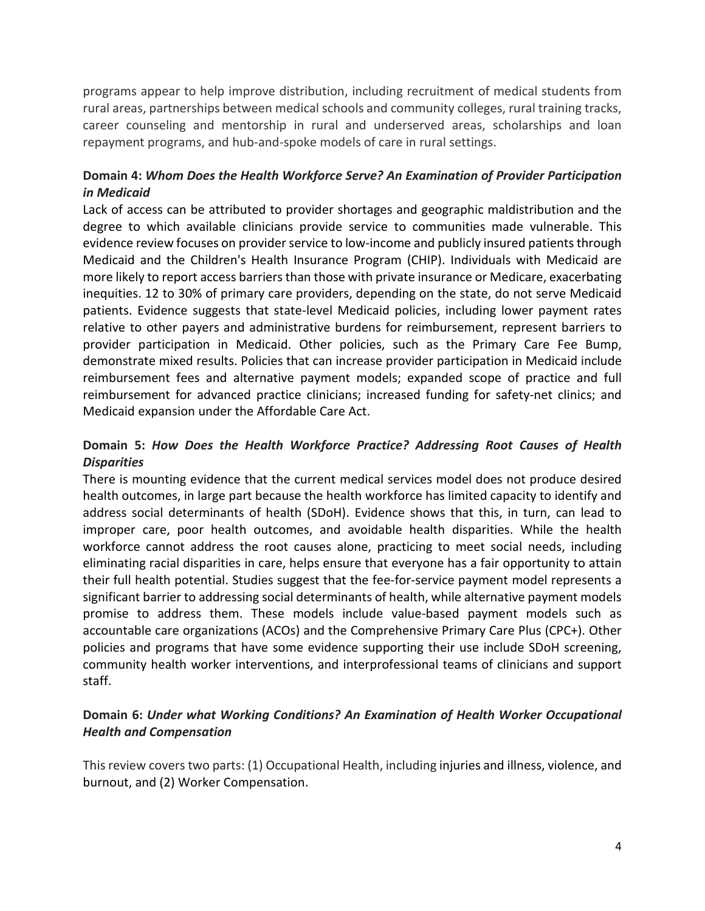programs appear to help improve distribution, including recruitment of medical students from rural areas, partnerships between medical schools and community colleges, rural training tracks, career counseling and mentorship in rural and underserved areas, scholarships and loan repayment programs, and hub-and-spoke models of care in rural settings.

**Domain 4:** ***Whom Does the Health Workforce Serve? An Examination of Provider Participation in Medicaid***

Lack of access can be attributed to provider shortages and geographic maldistribution and the degree to which available clinicians provide service to communities made vulnerable. This evidence review focuses on provider service to low-income and publicly insured patients through Medicaid and the Children's Health Insurance Program (CHIP). Individuals with Medicaid are more likely to report access barriers than those with private insurance or Medicare, exacerbating inequities. 12 to 30% of primary care providers, depending on the state, do not serve Medicaid patients. Evidence suggests that state-level Medicaid policies, including lower payment rates relative to other payers and administrative burdens for reimbursement, represent barriers to provider participation in Medicaid. Other policies, such as the Primary Care Fee Bump, demonstrate mixed results. Policies that can increase provider participation in Medicaid include reimbursement fees and alternative payment models; expanded scope of practice and full reimbursement for advanced practice clinicians; increased funding for safety-net clinics; and Medicaid expansion under the Affordable Care Act.

**Domain 5:** ***How Does the Health Workforce Practice? Addressing Root Causes of Health Disparities***

There is mounting evidence that the current medical services model does not produce desired health outcomes, in large part because the health workforce has limited capacity to identify and address social determinants of health (SDoH). Evidence shows that this, in turn, can lead to improper care, poor health outcomes, and avoidable health disparities. While the health workforce cannot address the root causes alone, practicing to meet social needs, including eliminating racial disparities in care, helps ensure that everyone has a fair opportunity to attain their full health potential. Studies suggest that the fee-for-service payment model represents a significant barrier to addressing social determinants of health, while alternative payment models promise to address them. These models include value-based payment models such as accountable care organizations (ACOs) and the Comprehensive Primary Care Plus (CPC+). Other policies and programs that have some evidence supporting their use include SDoH screening, community health worker interventions, and interprofessional teams of clinicians and support staff.

**Domain 6:** ***Under what Working Conditions? An Examination of Health Worker Occupational Health and Compensation***

This review covers two parts: (1) Occupational Health, including injuries and illness, violence, and burnout, and (2) Worker Compensation.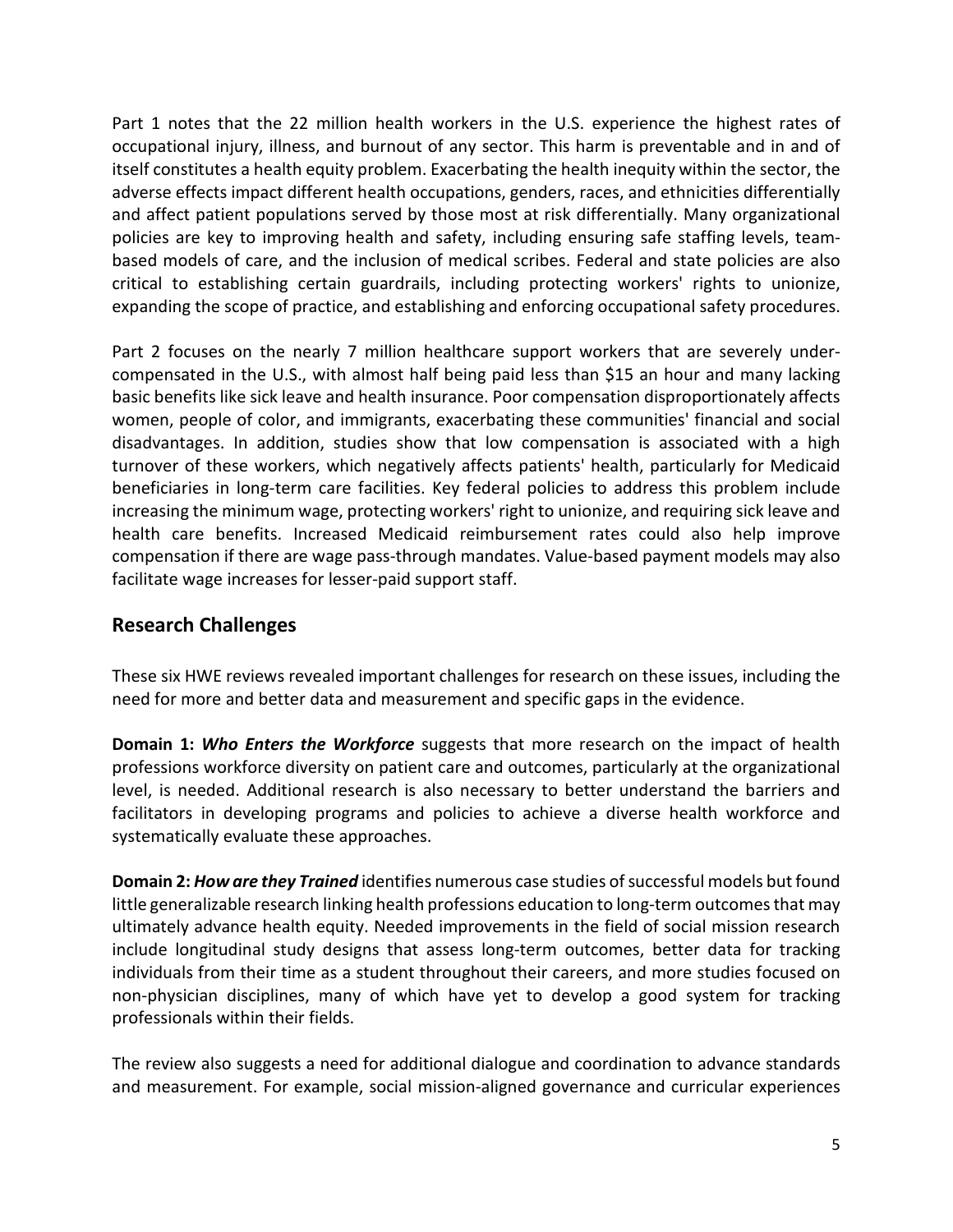Part 1 notes that the 22 million health workers in the U.S. experience the highest rates of occupational injury, illness, and burnout of any sector. This harm is preventable and in and of itself constitutes a health equity problem. Exacerbating the health inequity within the sector, the adverse effects impact different health occupations, genders, races, and ethnicities differentially and affect patient populations served by those most at risk differentially. Many organizational policies are key to improving health and safety, including ensuring safe staffing levels, team-based models of care, and the inclusion of medical scribes. Federal and state policies are also critical to establishing certain guardrails, including protecting workers' rights to unionize, expanding the scope of practice, and establishing and enforcing occupational safety procedures.

Part 2 focuses on the nearly 7 million healthcare support workers that are severely under-compensated in the U.S., with almost half being paid less than $15 an hour and many lacking basic benefits like sick leave and health insurance. Poor compensation disproportionately affects women, people of color, and immigrants, exacerbating these communities' financial and social disadvantages. In addition, studies show that low compensation is associated with a high turnover of these workers, which negatively affects patients' health, particularly for Medicaid beneficiaries in long-term care facilities. Key federal policies to address this problem include increasing the minimum wage, protecting workers' right to unionize, and requiring sick leave and health care benefits. Increased Medicaid reimbursement rates could also help improve compensation if there are wage pass-through mandates. Value-based payment models may also facilitate wage increases for lesser-paid support staff.

## Research Challenges

These six HWE reviews revealed important challenges for research on these issues, including the need for more and better data and measurement and specific gaps in the evidence.

**Domain 1: *Who Enters the Workforce*** suggests that more research on the impact of health professions workforce diversity on patient care and outcomes, particularly at the organizational level, is needed. Additional research is also necessary to better understand the barriers and facilitators in developing programs and policies to achieve a diverse health workforce and systematically evaluate these approaches.

**Domain 2: *How are they Trained*** identifies numerous case studies of successful models but found little generalizable research linking health professions education to long-term outcomes that may ultimately advance health equity. Needed improvements in the field of social mission research include longitudinal study designs that assess long-term outcomes, better data for tracking individuals from their time as a student throughout their careers, and more studies focused on non-physician disciplines, many of which have yet to develop a good system for tracking professionals within their fields.

The review also suggests a need for additional dialogue and coordination to advance standards and measurement. For example, social mission-aligned governance and curricular experiences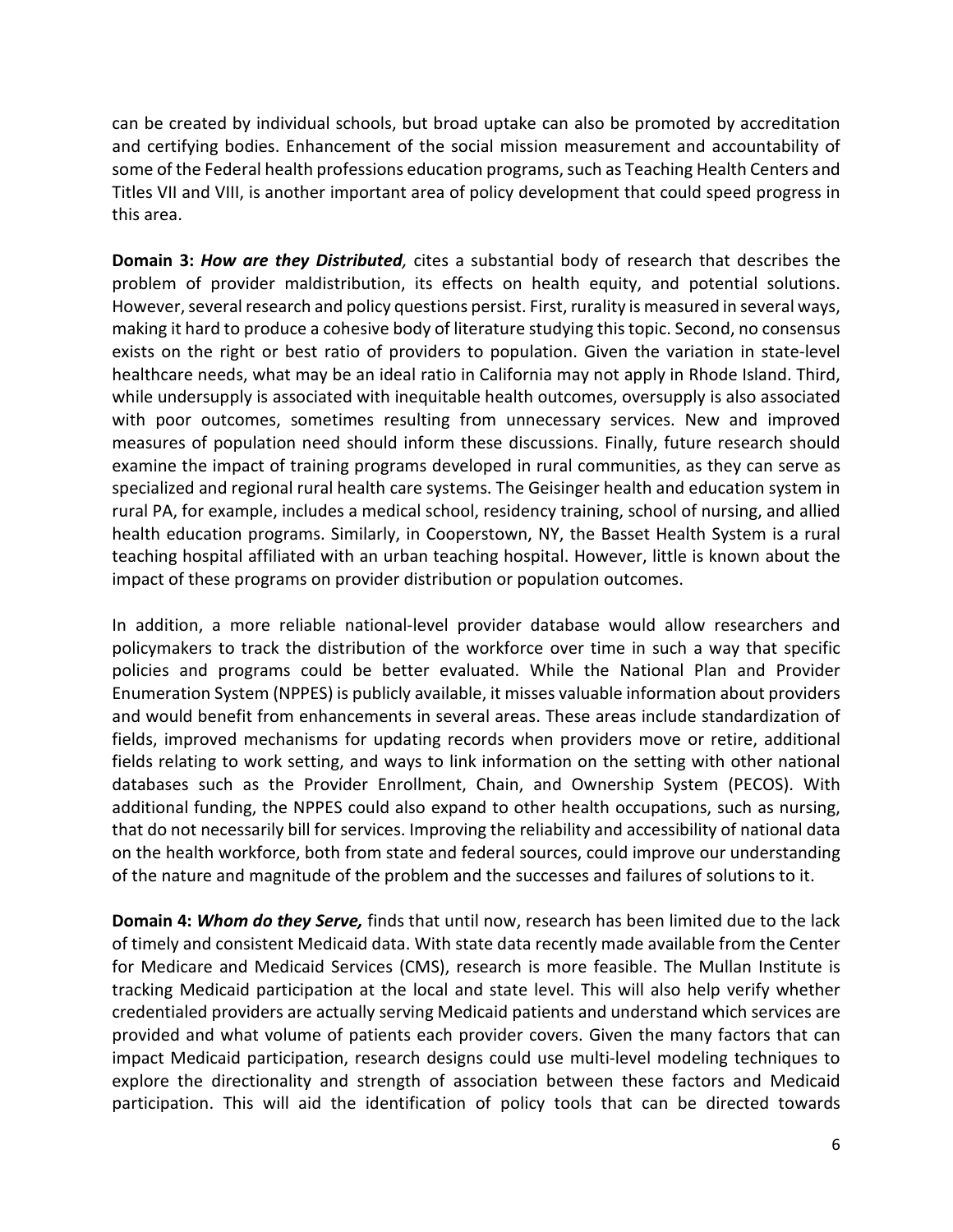can be created by individual schools, but broad uptake can also be promoted by accreditation and certifying bodies. Enhancement of the social mission measurement and accountability of some of the Federal health professions education programs, such as Teaching Health Centers and Titles VII and VIII, is another important area of policy development that could speed progress in this area.

**Domain 3:** ***How are they Distributed,*** cites a substantial body of research that describes the problem of provider maldistribution, its effects on health equity, and potential solutions. However, several research and policy questions persist. First, rurality is measured in several ways, making it hard to produce a cohesive body of literature studying this topic. Second, no consensus exists on the right or best ratio of providers to population. Given the variation in state-level healthcare needs, what may be an ideal ratio in California may not apply in Rhode Island. Third, while undersupply is associated with inequitable health outcomes, oversupply is also associated with poor outcomes, sometimes resulting from unnecessary services. New and improved measures of population need should inform these discussions. Finally, future research should examine the impact of training programs developed in rural communities, as they can serve as specialized and regional rural health care systems. The Geisinger health and education system in rural PA, for example, includes a medical school, residency training, school of nursing, and allied health education programs. Similarly, in Cooperstown, NY, the Basset Health System is a rural teaching hospital affiliated with an urban teaching hospital. However, little is known about the impact of these programs on provider distribution or population outcomes.

In addition, a more reliable national-level provider database would allow researchers and policymakers to track the distribution of the workforce over time in such a way that specific policies and programs could be better evaluated. While the National Plan and Provider Enumeration System (NPPES) is publicly available, it misses valuable information about providers and would benefit from enhancements in several areas. These areas include standardization of fields, improved mechanisms for updating records when providers move or retire, additional fields relating to work setting, and ways to link information on the setting with other national databases such as the Provider Enrollment, Chain, and Ownership System (PECOS). With additional funding, the NPPES could also expand to other health occupations, such as nursing, that do not necessarily bill for services. Improving the reliability and accessibility of national data on the health workforce, both from state and federal sources, could improve our understanding of the nature and magnitude of the problem and the successes and failures of solutions to it.

**Domain 4:** ***Whom do they Serve,*** finds that until now, research has been limited due to the lack of timely and consistent Medicaid data. With state data recently made available from the Center for Medicare and Medicaid Services (CMS), research is more feasible. The Mullan Institute is tracking Medicaid participation at the local and state level. This will also help verify whether credentialed providers are actually serving Medicaid patients and understand which services are provided and what volume of patients each provider covers. Given the many factors that can impact Medicaid participation, research designs could use multi-level modeling techniques to explore the directionality and strength of association between these factors and Medicaid participation. This will aid the identification of policy tools that can be directed towards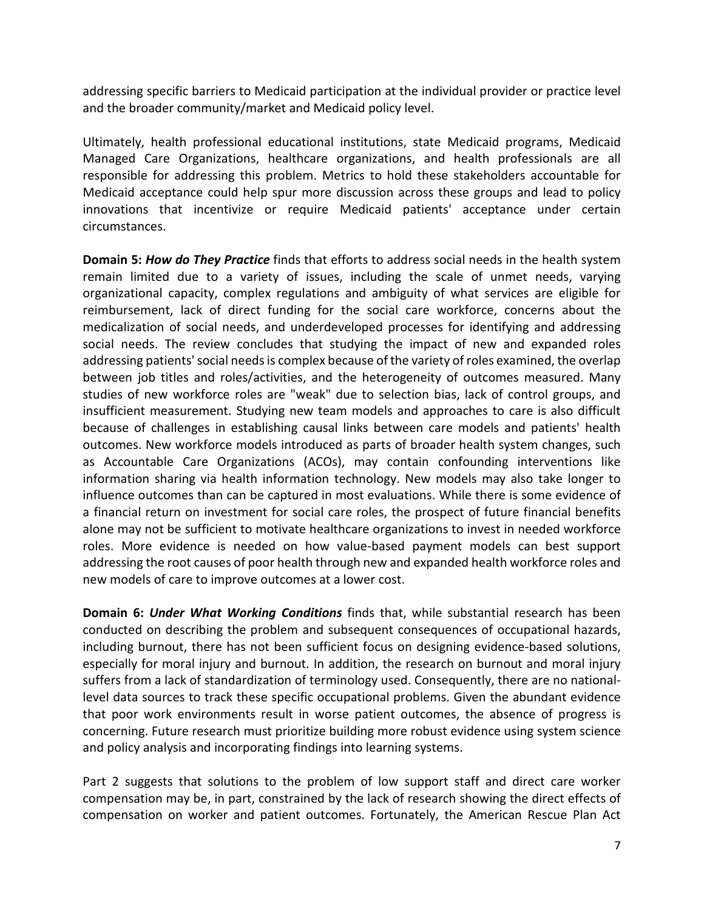addressing specific barriers to Medicaid participation at the individual provider or practice level and the broader community/market and Medicaid policy level.

Ultimately, health professional educational institutions, state Medicaid programs, Medicaid Managed Care Organizations, healthcare organizations, and health professionals are all responsible for addressing this problem. Metrics to hold these stakeholders accountable for Medicaid acceptance could help spur more discussion across these groups and lead to policy innovations that incentivize or require Medicaid patients' acceptance under certain circumstances.

**Domain 5:** ***How do They Practice*** finds that efforts to address social needs in the health system remain limited due to a variety of issues, including the scale of unmet needs, varying organizational capacity, complex regulations and ambiguity of what services are eligible for reimbursement, lack of direct funding for the social care workforce, concerns about the medicalization of social needs, and underdeveloped processes for identifying and addressing social needs. The review concludes that studying the impact of new and expanded roles addressing patients' social needs is complex because of the variety of roles examined, the overlap between job titles and roles/activities, and the heterogeneity of outcomes measured. Many studies of new workforce roles are "weak" due to selection bias, lack of control groups, and insufficient measurement. Studying new team models and approaches to care is also difficult because of challenges in establishing causal links between care models and patients' health outcomes. New workforce models introduced as parts of broader health system changes, such as Accountable Care Organizations (ACOs), may contain confounding interventions like information sharing via health information technology. New models may also take longer to influence outcomes than can be captured in most evaluations. While there is some evidence of a financial return on investment for social care roles, the prospect of future financial benefits alone may not be sufficient to motivate healthcare organizations to invest in needed workforce roles. More evidence is needed on how value-based payment models can best support addressing the root causes of poor health through new and expanded health workforce roles and new models of care to improve outcomes at a lower cost.

**Domain 6:** ***Under What Working Conditions*** finds that, while substantial research has been conducted on describing the problem and subsequent consequences of occupational hazards, including burnout, there has not been sufficient focus on designing evidence-based solutions, especially for moral injury and burnout. In addition, the research on burnout and moral injury suffers from a lack of standardization of terminology used. Consequently, there are no national-level data sources to track these specific occupational problems. Given the abundant evidence that poor work environments result in worse patient outcomes, the absence of progress is concerning. Future research must prioritize building more robust evidence using system science and policy analysis and incorporating findings into learning systems.

Part 2 suggests that solutions to the problem of low support staff and direct care worker compensation may be, in part, constrained by the lack of research showing the direct effects of compensation on worker and patient outcomes. Fortunately, the American Rescue Plan Act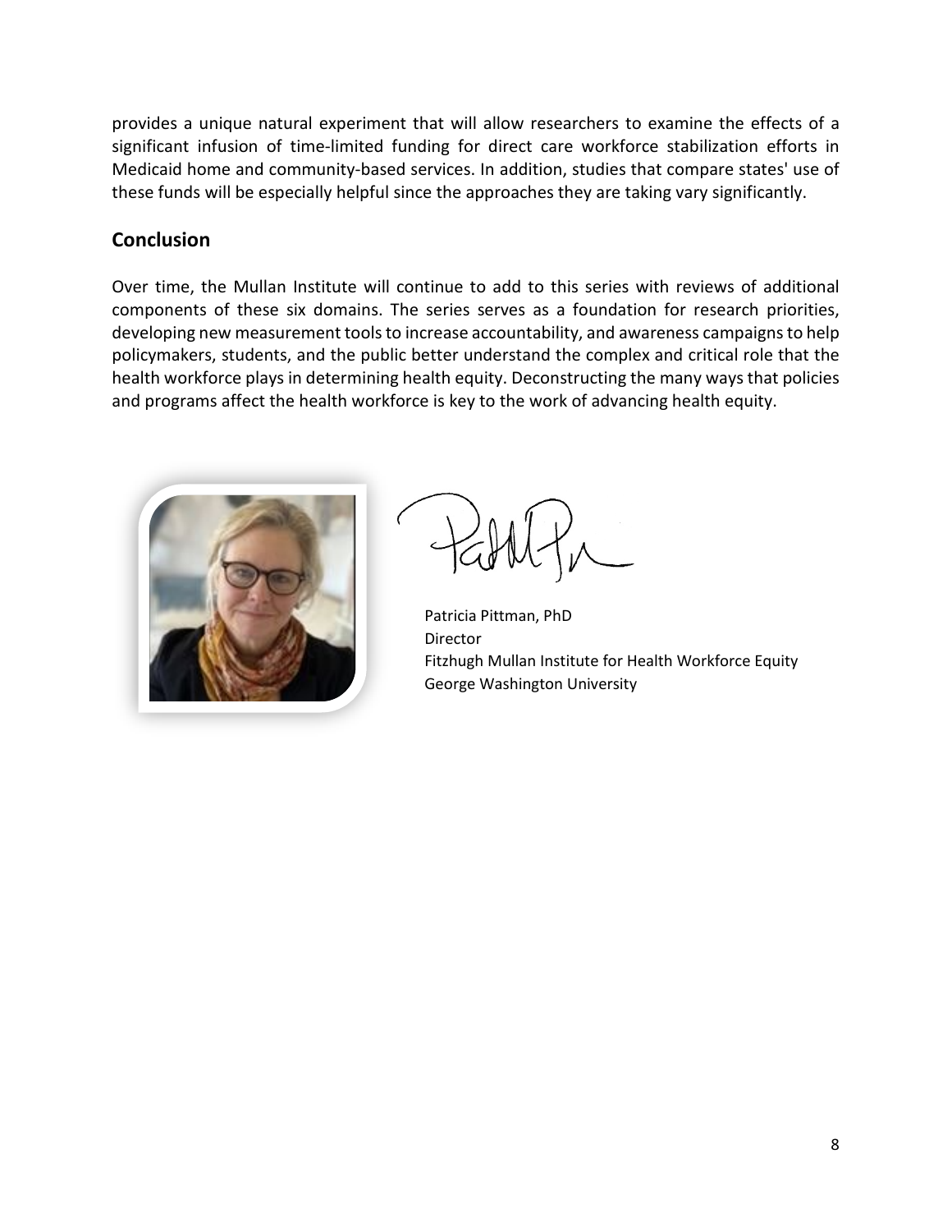provides a unique natural experiment that will allow researchers to examine the effects of a significant infusion of time-limited funding for direct care workforce stabilization efforts in Medicaid home and community-based services. In addition, studies that compare states' use of these funds will be especially helpful since the approaches they are taking vary significantly.

## Conclusion

Over time, the Mullan Institute will continue to add to this series with reviews of additional components of these six domains. The series serves as a foundation for research priorities, developing new measurement tools to increase accountability, and awareness campaigns to help policymakers, students, and the public better understand the complex and critical role that the health workforce plays in determining health equity. Deconstructing the many ways that policies and programs affect the health workforce is key to the work of advancing health equity.

Patricia Pittman, PhD
Director
Fitzhugh Mullan Institute for Health Workforce Equity
George Washington University